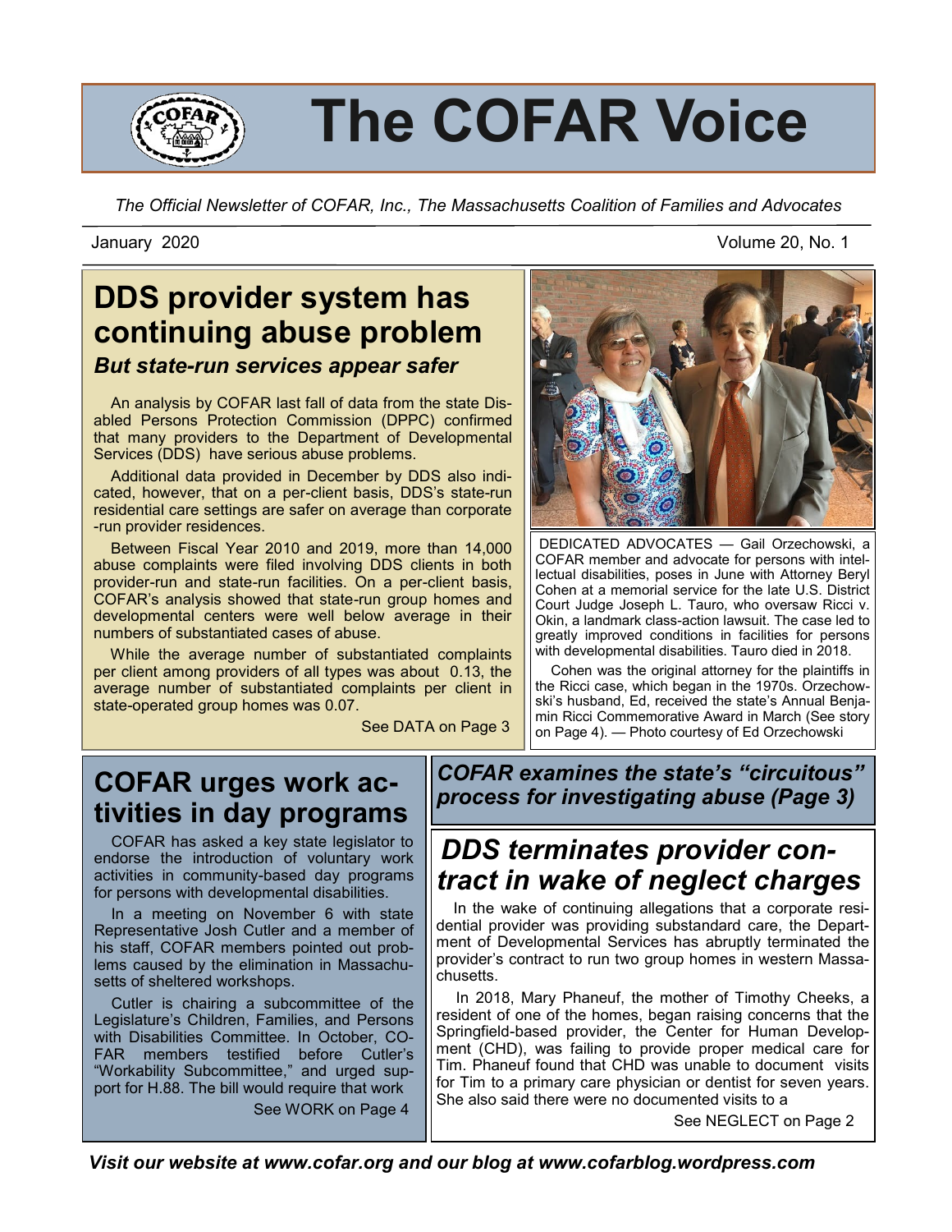# The COFAR Voice

*The Official Newsletter of COFAR, Inc., The Massachusetts Coalition of Families and Advocates*

January 2020 Volume 20, No. 1

## DDS provider system has continuing abuse problem

### *But state-run services appear safer*

An analysis by COFAR last fall of data from the state Disabled Persons Protection Commission (DPPC) confirmed that many providers to the Department of Developmental Services (DDS) have serious abuse problems.

Additional data provided in December by DDS also indicated, however, that on a per-client basis, DDS's state-run residential care settings are safer on average than corporate-run provider residences.

Between Fiscal Year 2010 and 2019, more than 14,000 abuse complaints were filed involving DDS clients in both provider-run and state-run facilities. On a per-client basis, COFAR's analysis showed that state-run group homes and developmental centers were well below average in their numbers of substantiated cases of abuse.

While the average number of substantiated complaints per client among providers of all types was about 0.13, the average number of substantiated complaints per client in state-operated group homes was 0.07.

See DATA on Page 3

DEDICATED ADVOCATES — Gail Orzechowski, a COFAR member and advocate for persons with intellectual disabilities, poses in June with Attorney Beryl Cohen at a memorial service for the late U.S. District Court Judge Joseph L. Tauro, who oversaw Ricci v. Okin, a landmark class-action lawsuit. The case led to greatly improved conditions in facilities for persons with developmental disabilities. Tauro died in 2018.

Cohen was the original attorney for the plaintiffs in the Ricci case, which began in the 1970s. Orzechowski's husband, Ed, received the state's Annual Benjamin Ricci Commemorative Award in March (See story on Page 4). — Photo courtesy of Ed Orzechowski

## COFAR urges work activities in day programs

COFAR has asked a key state legislator to endorse the introduction of voluntary work activities in community-based day programs for persons with developmental disabilities.

In a meeting on November 6 with state Representative Josh Cutler and a member of his staff, COFAR members pointed out problems caused by the elimination in Massachusetts of sheltered workshops.

Cutler is chairing a subcommittee of the Legislature's Children, Families, and Persons with Disabilities Committee. In October, COFAR members testified before Cutler's "Workability Subcommittee," and urged support for H.88. The bill would require that work

See WORK on Page 4

### *COFAR examines the state's "circuitous" process for investigating abuse (Page 3)*

## *DDS terminates provider contract in wake of neglect charges*

In the wake of continuing allegations that a corporate residential provider was providing substandard care, the Department of Developmental Services has abruptly terminated the provider's contract to run two group homes in western Massachusetts.

In 2018, Mary Phaneuf, the mother of Timothy Cheeks, a resident of one of the homes, began raising concerns that the Springfield-based provider, the Center for Human Development (CHD), was failing to provide proper medical care for Tim. Phaneuf found that CHD was unable to document visits for Tim to a primary care physician or dentist for seven years. She also said there were no documented visits to a

See NEGLECT on Page 2

*Visit our website at www.cofar.org and our blog at www.cofarblog.wordpress.com*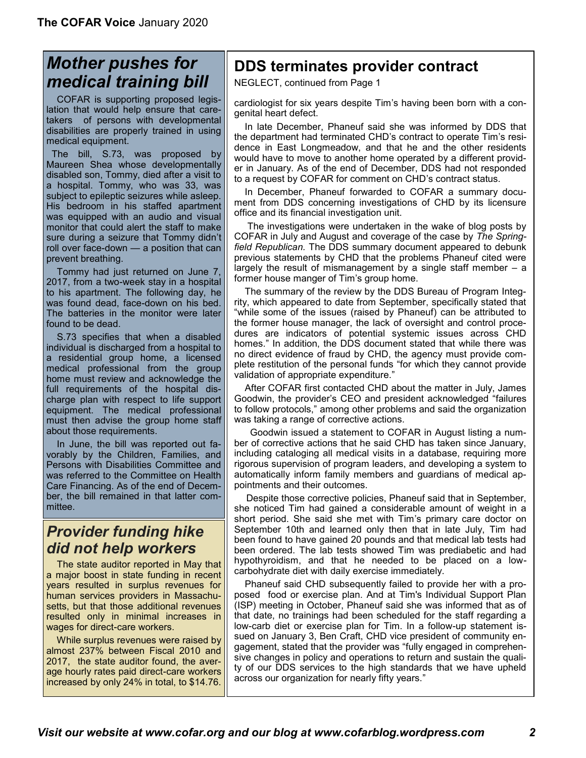## *Mother pushes for medical training bill*

COFAR is supporting proposed legislation that would help ensure that caretakers of persons with developmental disabilities are properly trained in using medical equipment.

The bill, S.73, was proposed by Maureen Shea whose developmentally disabled son, Tommy, died after a visit to a hospital. Tommy, who was 33, was subject to epileptic seizures while asleep. His bedroom in his staffed apartment was equipped with an audio and visual monitor that could alert the staff to make sure during a seizure that Tommy didn't roll over face-down — a position that can prevent breathing.

Tommy had just returned on June 7, 2017, from a two-week stay in a hospital to his apartment. The following day, he was found dead, face-down on his bed. The batteries in the monitor were later found to be dead.

S.73 specifies that when a disabled individual is discharged from a hospital to a residential group home, a licensed medical professional from the group home must review and acknowledge the full requirements of the hospital discharge plan with respect to life support equipment. The medical professional must then advise the group home staff about those requirements.

In June, the bill was reported out favorably by the Children, Families, and Persons with Disabilities Committee and was referred to the Committee on Health Care Financing. As of the end of December, the bill remained in that latter committee.

## *Provider funding hike did not help workers*

The state auditor reported in May that a major boost in state funding in recent years resulted in surplus revenues for human services providers in Massachusetts, but that those additional revenues resulted only in minimal increases in wages for direct-care workers.

While surplus revenues were raised by almost 237% between Fiscal 2010 and 2017, the state auditor found, the average hourly rates paid direct-care workers increased by only 24% in total, to $14.76.

## DDS terminates provider contract

NEGLECT, continued from Page 1

cardiologist for six years despite Tim's having been born with a congenital heart defect.

In late December, Phaneuf said she was informed by DDS that the department had terminated CHD's contract to operate Tim's residence in East Longmeadow, and that he and the other residents would have to move to another home operated by a different provider in January. As of the end of December, DDS had not responded to a request by COFAR for comment on CHD's contract status.

In December, Phaneuf forwarded to COFAR a summary document from DDS concerning investigations of CHD by its licensure office and its financial investigation unit.

The investigations were undertaken in the wake of blog posts by COFAR in July and August and coverage of the case by *The Springfield Republican.* The DDS summary document appeared to debunk previous statements by CHD that the problems Phaneuf cited were largely the result of mismanagement by a single staff member – a former house manger of Tim's group home.

The summary of the review by the DDS Bureau of Program Integrity, which appeared to date from September, specifically stated that "while some of the issues (raised by Phaneuf) can be attributed to the former house manager, the lack of oversight and control procedures are indicators of potential systemic issues across CHD homes." In addition, the DDS document stated that while there was no direct evidence of fraud by CHD, the agency must provide complete restitution of the personal funds "for which they cannot provide validation of appropriate expenditure."

After COFAR first contacted CHD about the matter in July, James Goodwin, the provider's CEO and president acknowledged "failures to follow protocols," among other problems and said the organization was taking a range of corrective actions.

Goodwin issued a statement to COFAR in August listing a number of corrective actions that he said CHD has taken since January, including cataloging all medical visits in a database, requiring more rigorous supervision of program leaders, and developing a system to automatically inform family members and guardians of medical appointments and their outcomes.

Despite those corrective policies, Phaneuf said that in September, she noticed Tim had gained a considerable amount of weight in a short period. She said she met with Tim's primary care doctor on September 10th and learned only then that in late July, Tim had been found to have gained 20 pounds and that medical lab tests had been ordered. The lab tests showed Tim was prediabetic and had hypothyroidism, and that he needed to be placed on a low-carbohydrate diet with daily exercise immediately.

Phaneuf said CHD subsequently failed to provide her with a proposed food or exercise plan. And at Tim's Individual Support Plan (ISP) meeting in October, Phaneuf said she was informed that as of that date, no trainings had been scheduled for the staff regarding a low-carb diet or exercise plan for Tim. In a follow-up statement issued on January 3, Ben Craft, CHD vice president of community engagement, stated that the provider was "fully engaged in comprehensive changes in policy and operations to return and sustain the quality of our DDS services to the high standards that we have upheld across our organization for nearly fifty years."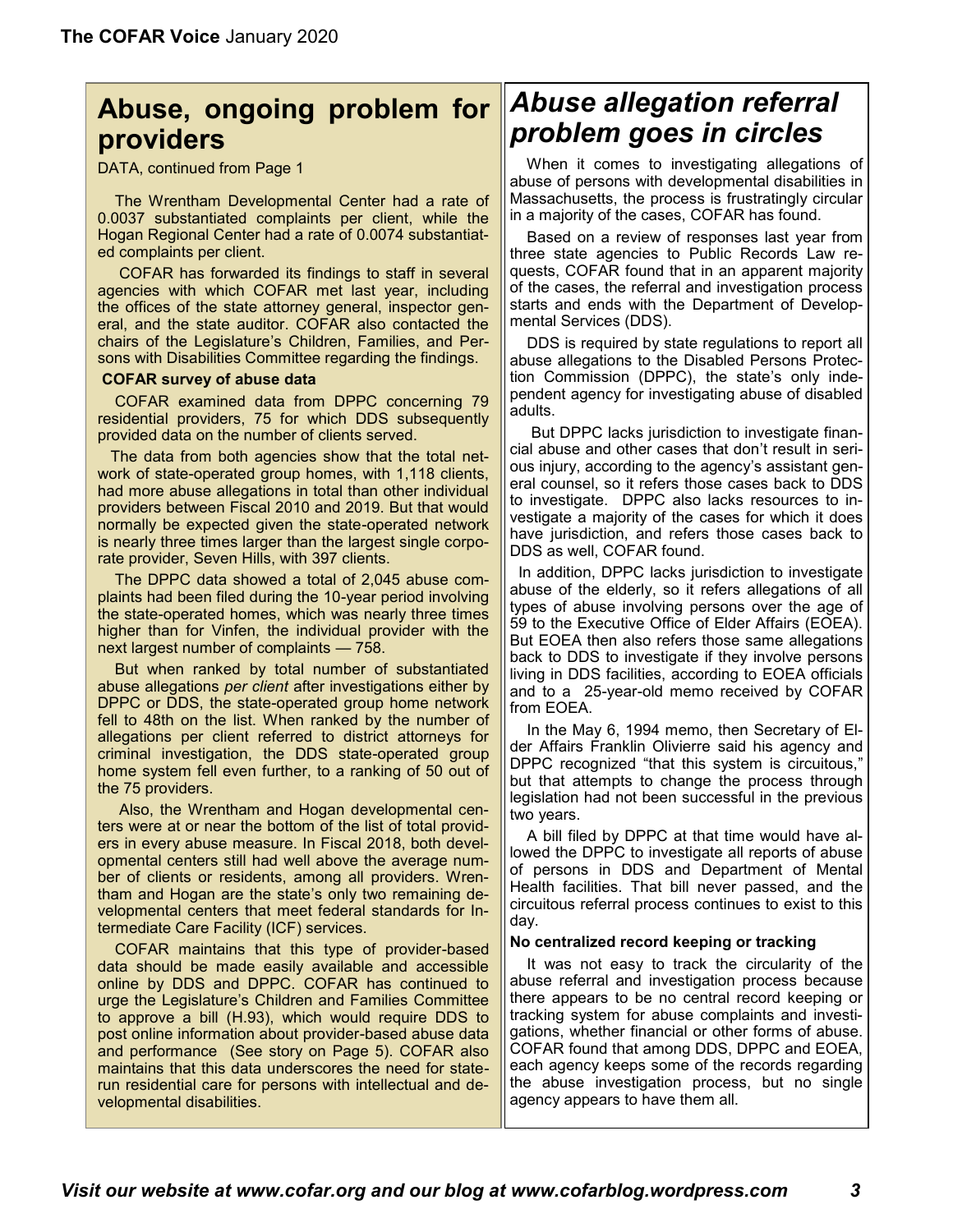## Abuse, ongoing problem for providers

DATA, continued from Page 1

The Wrentham Developmental Center had a rate of 0.0037 substantiated complaints per client, while the Hogan Regional Center had a rate of 0.0074 substantiated complaints per client.

COFAR has forwarded its findings to staff in several agencies with which COFAR met last year, including the offices of the state attorney general, inspector general, and the state auditor. COFAR also contacted the chairs of the Legislature's Children, Families, and Persons with Disabilities Committee regarding the findings.

**COFAR survey of abuse data**

COFAR examined data from DPPC concerning 79 residential providers, 75 for which DDS subsequently provided data on the number of clients served.

The data from both agencies show that the total network of state-operated group homes, with 1,118 clients, had more abuse allegations in total than other individual providers between Fiscal 2010 and 2019. But that would normally be expected given the state-operated network is nearly three times larger than the largest single corporate provider, Seven Hills, with 397 clients.

The DPPC data showed a total of 2,045 abuse complaints had been filed during the 10-year period involving the state-operated homes, which was nearly three times higher than for Vinfen, the individual provider with the next largest number of complaints — 758.

But when ranked by total number of substantiated abuse allegations *per client* after investigations either by DPPC or DDS, the state-operated group home network fell to 48th on the list. When ranked by the number of allegations per client referred to district attorneys for criminal investigation, the DDS state-operated group home system fell even further, to a ranking of 50 out of the 75 providers.

Also, the Wrentham and Hogan developmental centers were at or near the bottom of the list of total providers in every abuse measure. In Fiscal 2018, both developmental centers still had well above the average number of clients or residents, among all providers. Wrentham and Hogan are the state's only two remaining developmental centers that meet federal standards for Intermediate Care Facility (ICF) services.

COFAR maintains that this type of provider-based data should be made easily available and accessible online by DDS and DPPC. COFAR has continued to urge the Legislature's Children and Families Committee to approve a bill (H.93), which would require DDS to post online information about provider-based abuse data and performance (See story on Page 5). COFAR also maintains that this data underscores the need for state-run residential care for persons with intellectual and developmental disabilities.

## *Abuse allegation referral problem goes in circles*

When it comes to investigating allegations of abuse of persons with developmental disabilities in Massachusetts, the process is frustratingly circular in a majority of the cases, COFAR has found.

Based on a review of responses last year from three state agencies to Public Records Law requests, COFAR found that in an apparent majority of the cases, the referral and investigation process starts and ends with the Department of Developmental Services (DDS).

DDS is required by state regulations to report all abuse allegations to the Disabled Persons Protection Commission (DPPC), the state's only independent agency for investigating abuse of disabled adults.

But DPPC lacks jurisdiction to investigate financial abuse and other cases that don't result in serious injury, according to the agency's assistant general counsel, so it refers those cases back to DDS to investigate. DPPC also lacks resources to investigate a majority of the cases for which it does have jurisdiction, and refers those cases back to DDS as well, COFAR found.

In addition, DPPC lacks jurisdiction to investigate abuse of the elderly, so it refers allegations of all types of abuse involving persons over the age of 59 to the Executive Office of Elder Affairs (EOEA). But EOEA then also refers those same allegations back to DDS to investigate if they involve persons living in DDS facilities, according to EOEA officials and to a 25-year-old memo received by COFAR from EOEA.

In the May 6, 1994 memo, then Secretary of Elder Affairs Franklin Olivierre said his agency and DPPC recognized "that this system is circuitous," but that attempts to change the process through legislation had not been successful in the previous two years.

A bill filed by DPPC at that time would have allowed the DPPC to investigate all reports of abuse of persons in DDS and Department of Mental Health facilities. That bill never passed, and the circuitous referral process continues to exist to this day.

**No centralized record keeping or tracking**

It was not easy to track the circularity of the abuse referral and investigation process because there appears to be no central record keeping or tracking system for abuse complaints and investigations, whether financial or other forms of abuse. COFAR found that among DDS, DPPC and EOEA, each agency keeps some of the records regarding the abuse investigation process, but no single agency appears to have them all.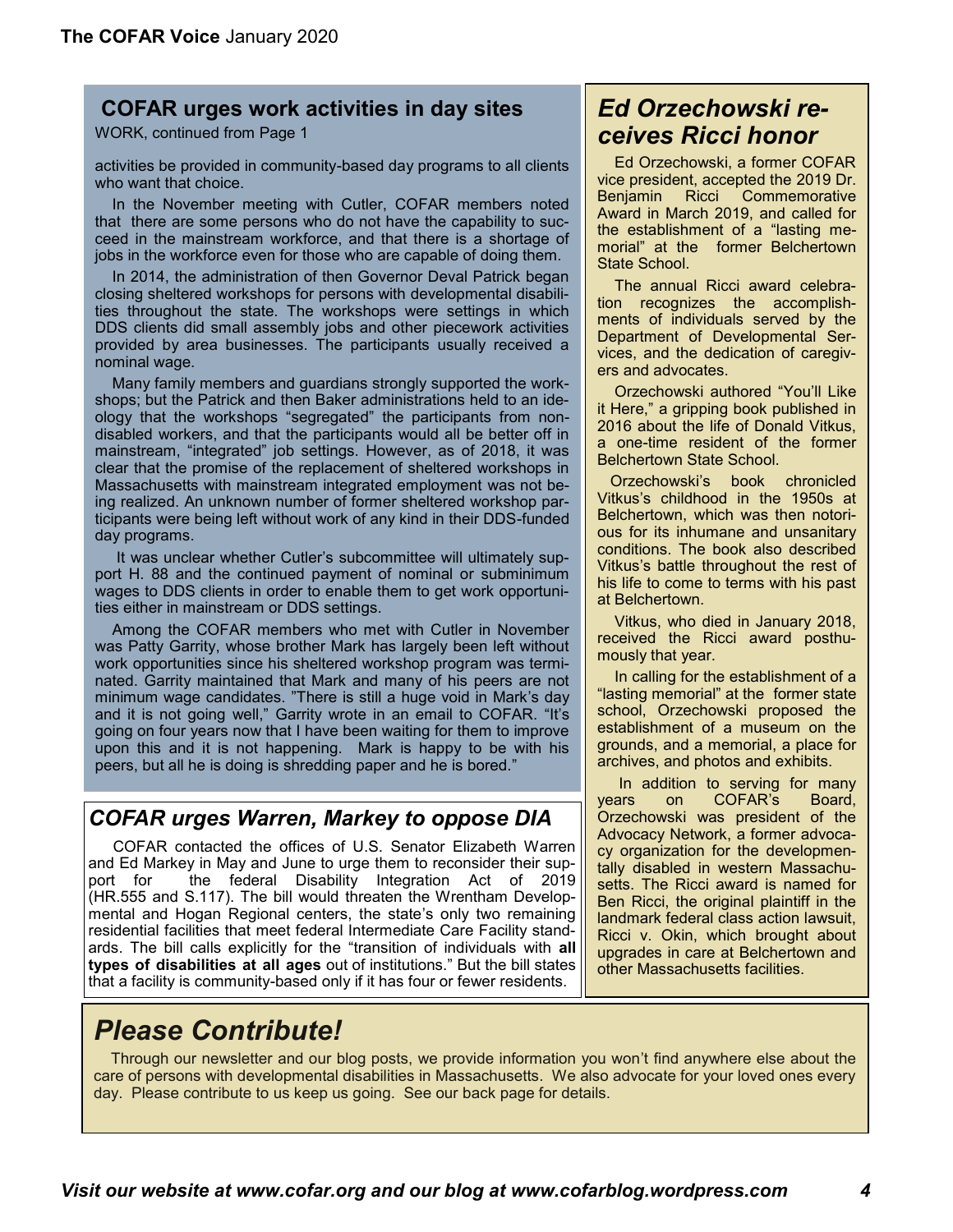## COFAR urges work activities in day sites

WORK, continued from Page 1

activities be provided in community-based day programs to all clients who want that choice.

In the November meeting with Cutler, COFAR members noted that there are some persons who do not have the capability to succeed in the mainstream workforce, and that there is a shortage of jobs in the workforce even for those who are capable of doing them.

In 2014, the administration of then Governor Deval Patrick began closing sheltered workshops for persons with developmental disabilities throughout the state. The workshops were settings in which DDS clients did small assembly jobs and other piecework activities provided by area businesses. The participants usually received a nominal wage.

Many family members and guardians strongly supported the workshops; but the Patrick and then Baker administrations held to an ideology that the workshops "segregated" the participants from non-disabled workers, and that the participants would all be better off in mainstream, "integrated" job settings. However, as of 2018, it was clear that the promise of the replacement of sheltered workshops in Massachusetts with mainstream integrated employment was not being realized. An unknown number of former sheltered workshop participants were being left without work of any kind in their DDS-funded day programs.

It was unclear whether Cutler's subcommittee will ultimately support H. 88 and the continued payment of nominal or subminimum wages to DDS clients in order to enable them to get work opportunities either in mainstream or DDS settings.

Among the COFAR members who met with Cutler in November was Patty Garrity, whose brother Mark has largely been left without work opportunities since his sheltered workshop program was terminated. Garrity maintained that Mark and many of his peers are not minimum wage candidates. "There is still a huge void in Mark's day and it is not going well," Garrity wrote in an email to COFAR. "It's going on four years now that I have been waiting for them to improve upon this and it is not happening. Mark is happy to be with his peers, but all he is doing is shredding paper and he is bored."

## *COFAR urges Warren, Markey to oppose DIA*

COFAR contacted the offices of U.S. Senator Elizabeth Warren and Ed Markey in May and June to urge them to reconsider their support for the federal Disability Integration Act of 2019 (HR.555 and S.117). The bill would threaten the Wrentham Developmental and Hogan Regional centers, the state's only two remaining residential facilities that meet federal Intermediate Care Facility standards. The bill calls explicitly for the "transition of individuals with **all types of disabilities at all ages** out of institutions." But the bill states that a facility is community-based only if it has four or fewer residents.

## *Ed Orzechowski receives Ricci honor*

Ed Orzechowski, a former COFAR vice president, accepted the 2019 Dr. Benjamin Ricci Commemorative Award in March 2019, and called for the establishment of a "lasting memorial" at the former Belchertown State School.

The annual Ricci award celebration recognizes the accomplishments of individuals served by the Department of Developmental Services, and the dedication of caregivers and advocates.

Orzechowski authored "You'll Like it Here," a gripping book published in 2016 about the life of Donald Vitkus, a one-time resident of the former Belchertown State School.

Orzechowski's book chronicled Vitkus's childhood in the 1950s at Belchertown, which was then notorious for its inhumane and unsanitary conditions. The book also described Vitkus's battle throughout the rest of his life to come to terms with his past at Belchertown.

Vitkus, who died in January 2018, received the Ricci award posthumously that year.

In calling for the establishment of a "lasting memorial" at the former state school, Orzechowski proposed the establishment of a museum on the grounds, and a memorial, a place for archives, and photos and exhibits.

In addition to serving for many years on COFAR's Board, Orzechowski was president of the Advocacy Network, a former advocacy organization for the developmentally disabled in western Massachusetts. The Ricci award is named for Ben Ricci, the original plaintiff in the landmark federal class action lawsuit, Ricci v. Okin, which brought about upgrades in care at Belchertown and other Massachusetts facilities.

# *Please Contribute!*

Through our newsletter and our blog posts, we provide information you won't find anywhere else about the care of persons with developmental disabilities in Massachusetts. We also advocate for your loved ones every day. Please contribute to us keep us going. See our back page for details.

*Visit our website at www.cofar.org and our blog at www.cofarblog.wordpress.com*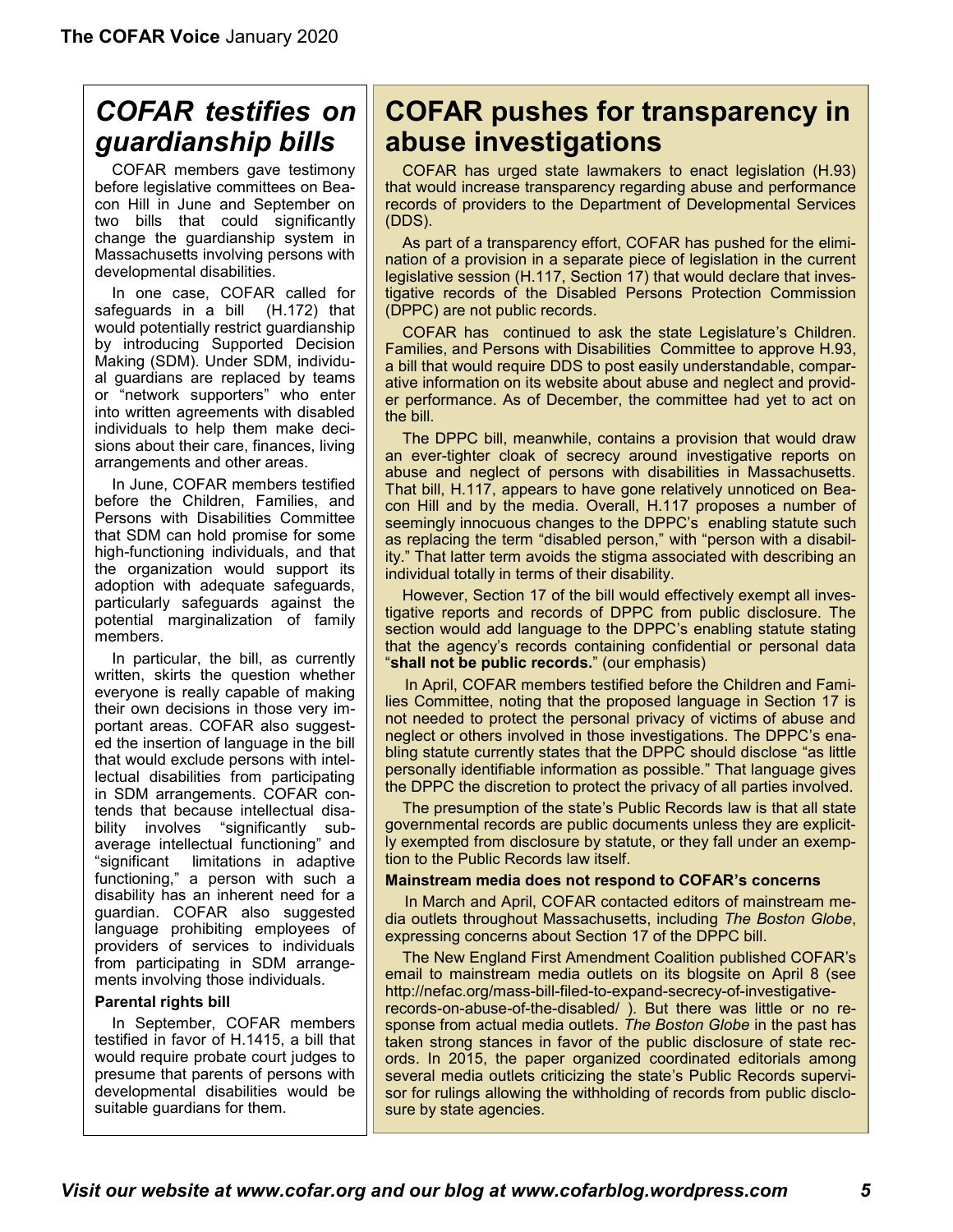# *COFAR testifies on guardianship bills*

COFAR members gave testimony before legislative committees on Beacon Hill in June and September on two bills that could significantly change the guardianship system in Massachusetts involving persons with developmental disabilities.

In one case, COFAR called for safeguards in a bill (H.172) that would potentially restrict guardianship by introducing Supported Decision Making (SDM). Under SDM, individual guardians are replaced by teams or "network supporters" who enter into written agreements with disabled individuals to help them make decisions about their care, finances, living arrangements and other areas.

In June, COFAR members testified before the Children, Families, and Persons with Disabilities Committee that SDM can hold promise for some high-functioning individuals, and that the organization would support its adoption with adequate safeguards, particularly safeguards against the potential marginalization of family members.

In particular, the bill, as currently written, skirts the question whether everyone is really capable of making their own decisions in those very important areas. COFAR also suggested the insertion of language in the bill that would exclude persons with intellectual disabilities from participating in SDM arrangements. COFAR contends that because intellectual disability involves "significantly sub-average intellectual functioning" and "significant limitations in adaptive functioning," a person with such a disability has an inherent need for a guardian. COFAR also suggested language prohibiting employees of providers of services to individuals from participating in SDM arrangements involving those individuals.

### Parental rights bill

In September, COFAR members testified in favor of H.1415, a bill that would require probate court judges to presume that parents of persons with developmental disabilities would be suitable guardians for them.

# COFAR pushes for transparency in abuse investigations

COFAR has urged state lawmakers to enact legislation (H.93) that would increase transparency regarding abuse and performance records of providers to the Department of Developmental Services (DDS).

As part of a transparency effort, COFAR has pushed for the elimination of a provision in a separate piece of legislation in the current legislative session (H.117, Section 17) that would declare that investigative records of the Disabled Persons Protection Commission (DPPC) are not public records.

COFAR has continued to ask the state Legislature's Children. Families, and Persons with Disabilities Committee to approve H.93, a bill that would require DDS to post easily understandable, comparative information on its website about abuse and neglect and provider performance. As of December, the committee had yet to act on the bill.

The DPPC bill, meanwhile, contains a provision that would draw an ever-tighter cloak of secrecy around investigative reports on abuse and neglect of persons with disabilities in Massachusetts. That bill, H.117, appears to have gone relatively unnoticed on Beacon Hill and by the media. Overall, H.117 proposes a number of seemingly innocuous changes to the DPPC's enabling statute such as replacing the term "disabled person," with "person with a disability." That latter term avoids the stigma associated with describing an individual totally in terms of their disability.

However, Section 17 of the bill would effectively exempt all investigative reports and records of DPPC from public disclosure. The section would add language to the DPPC's enabling statute stating that the agency's records containing confidential or personal data "**shall not be public records.**" (our emphasis)

In April, COFAR members testified before the Children and Families Committee, noting that the proposed language in Section 17 is not needed to protect the personal privacy of victims of abuse and neglect or others involved in those investigations. The DPPC's enabling statute currently states that the DPPC should disclose "as little personally identifiable information as possible." That language gives the DPPC the discretion to protect the privacy of all parties involved.

The presumption of the state's Public Records law is that all state governmental records are public documents unless they are explicitly exempted from disclosure by statute, or they fall under an exemption to the Public Records law itself.

### Mainstream media does not respond to COFAR's concerns

In March and April, COFAR contacted editors of mainstream media outlets throughout Massachusetts, including *The Boston Globe*, expressing concerns about Section 17 of the DPPC bill.

The New England First Amendment Coalition published COFAR's email to mainstream media outlets on its blogsite on April 8 (see http://nefac.org/mass-bill-filed-to-expand-secrecy-of-investigative-records-on-abuse-of-the-disabled/ ). But there was little or no response from actual media outlets. *The Boston Globe* in the past has taken strong stances in favor of the public disclosure of state records. In 2015, the paper organized coordinated editorials among several media outlets criticizing the state's Public Records supervisor for rulings allowing the withholding of records from public disclosure by state agencies.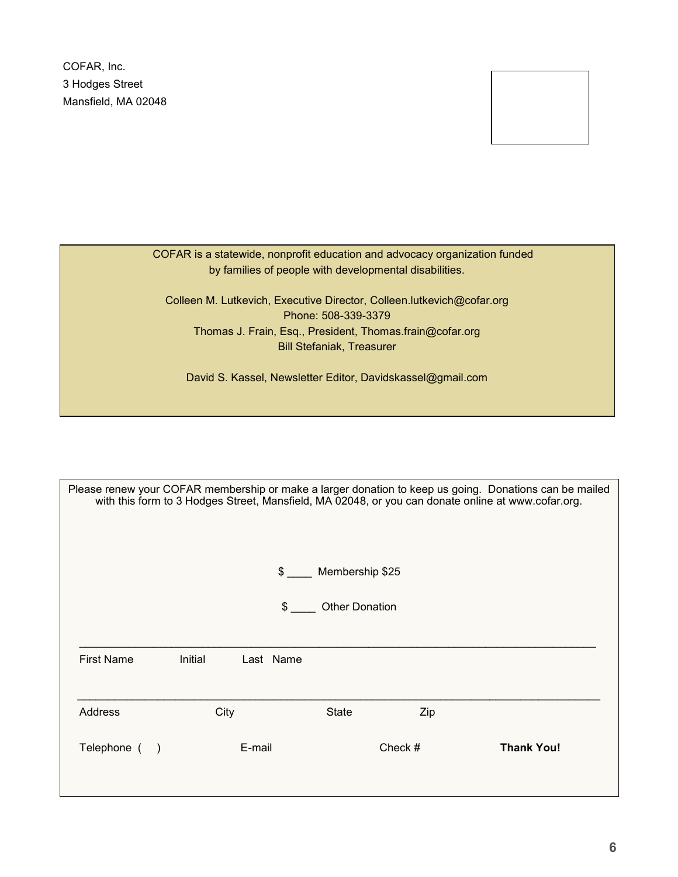COFAR, Inc.
3 Hodges Street
Mansfield, MA 02048

COFAR is a statewide, nonprofit education and advocacy organization funded by families of people with developmental disabilities.

Colleen M. Lutkevich, Executive Director, Colleen.lutkevich@cofar.org
Phone: 508-339-3379
Thomas J. Frain, Esq., President, Thomas.frain@cofar.org
Bill Stefaniak, Treasurer

David S. Kassel, Newsletter Editor, Davidskassel@gmail.com

---

Please renew your COFAR membership or make a larger donation to keep us going. Donations can be mailed with this form to 3 Hodges Street, Mansfield, MA 02048, or you can donate online at www.cofar.org.

$ ____ Membership $25

$ ____ Other Donation

_______________________________________________________________________________

First Name    Initial    Last Name

_______________________________________________________________________________

Address    City    State    Zip

Telephone (    )    E-mail    Check #    **Thank You!**